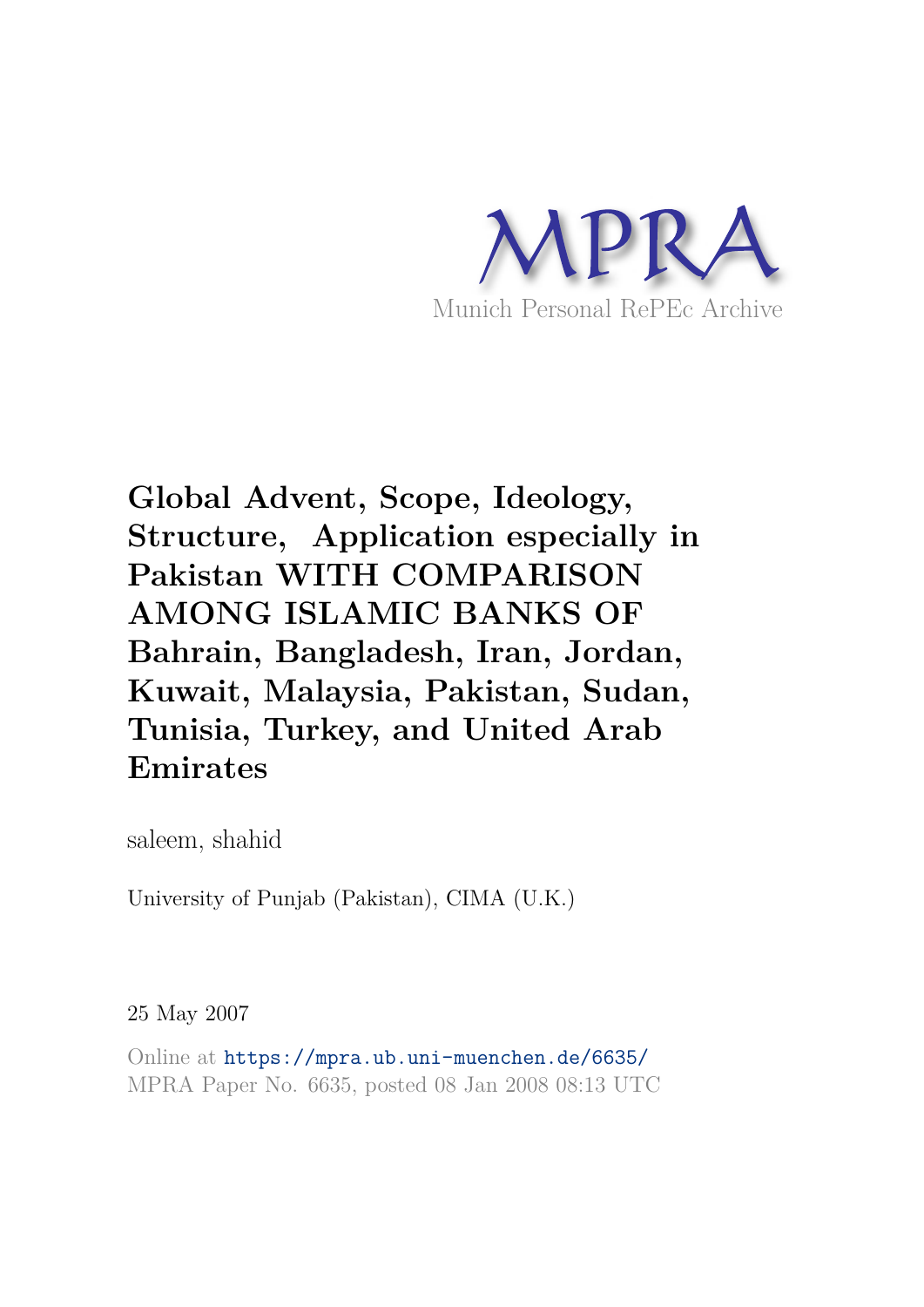MPRA

Munich Personal RePEc Archive

# Global Advent, Scope, Ideology, Structure, Application especially in Pakistan WITH COMPARISON AMONG ISLAMIC BANKS OF Bahrain, Bangladesh, Iran, Jordan, Kuwait, Malaysia, Pakistan, Sudan, Tunisia, Turkey, and United Arab Emirates

saleem, shahid

University of Punjab (Pakistan), CIMA (U.K.)

25 May 2007

Online at https://mpra.ub.uni-muenchen.de/6635/

MPRA Paper No. 6635, posted 08 Jan 2008 08:13 UTC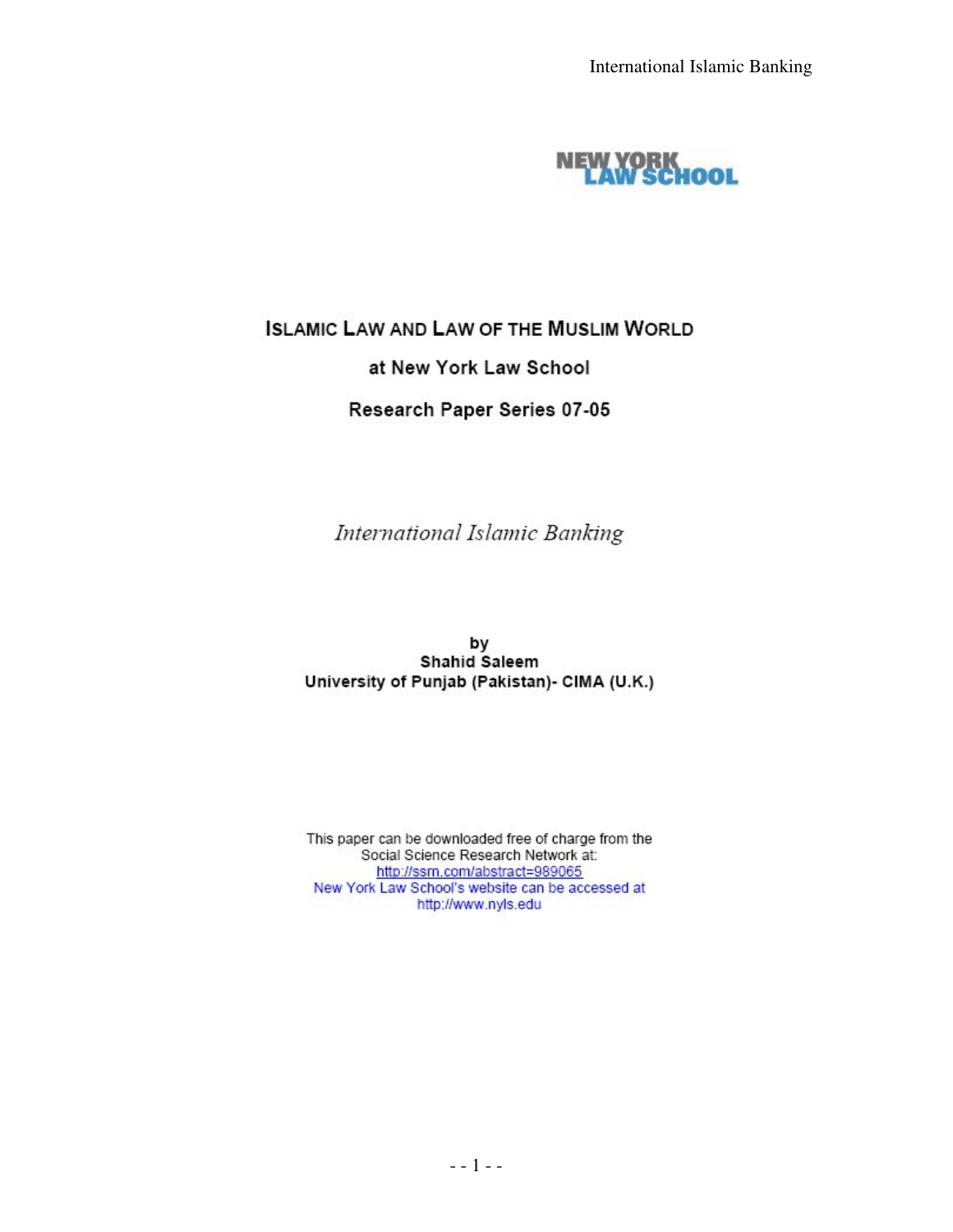NEW YORK LAW SCHOOL

# ISLAMIC LAW AND LAW OF THE MUSLIM WORLD

## at New York Law School

## Research Paper Series 07-05

*International Islamic Banking*

by
**Shahid Saleem**
**University of Punjab (Pakistan)- CIMA (U.K.)**

This paper can be downloaded free of charge from the Social Science Research Network at:
http://ssrn.com/abstract=989065
New York Law School's website can be accessed at
http://www.nyls.edu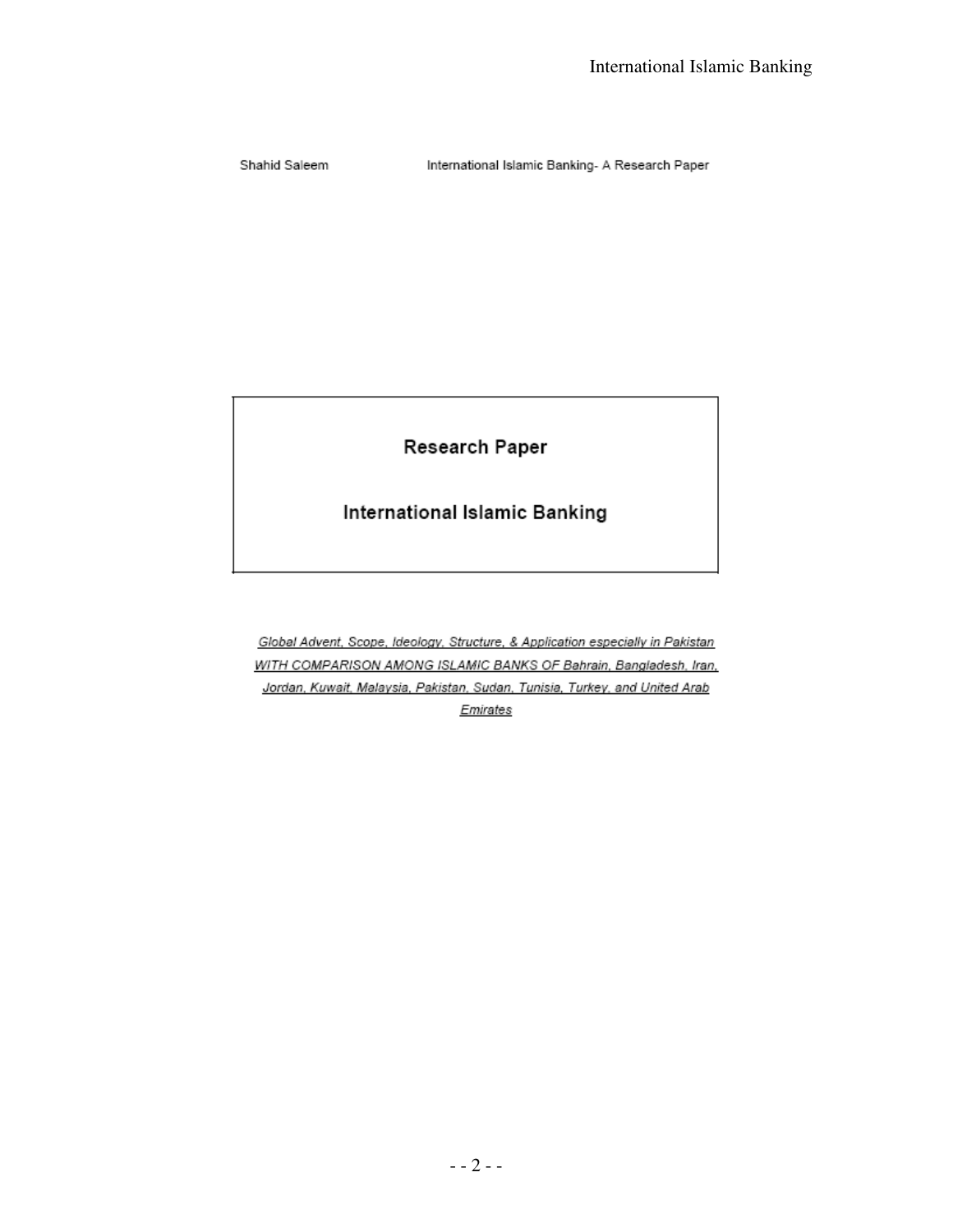Shahid Saleem International Islamic Banking- A Research Paper

# Research Paper

# International Islamic Banking

*Global Advent, Scope, Ideology, Structure, & Application especially in Pakistan WITH COMPARISON AMONG ISLAMIC BANKS OF Bahrain, Bangladesh, Iran, Jordan, Kuwait, Malaysia, Pakistan, Sudan, Tunisia, Turkey, and United Arab Emirates*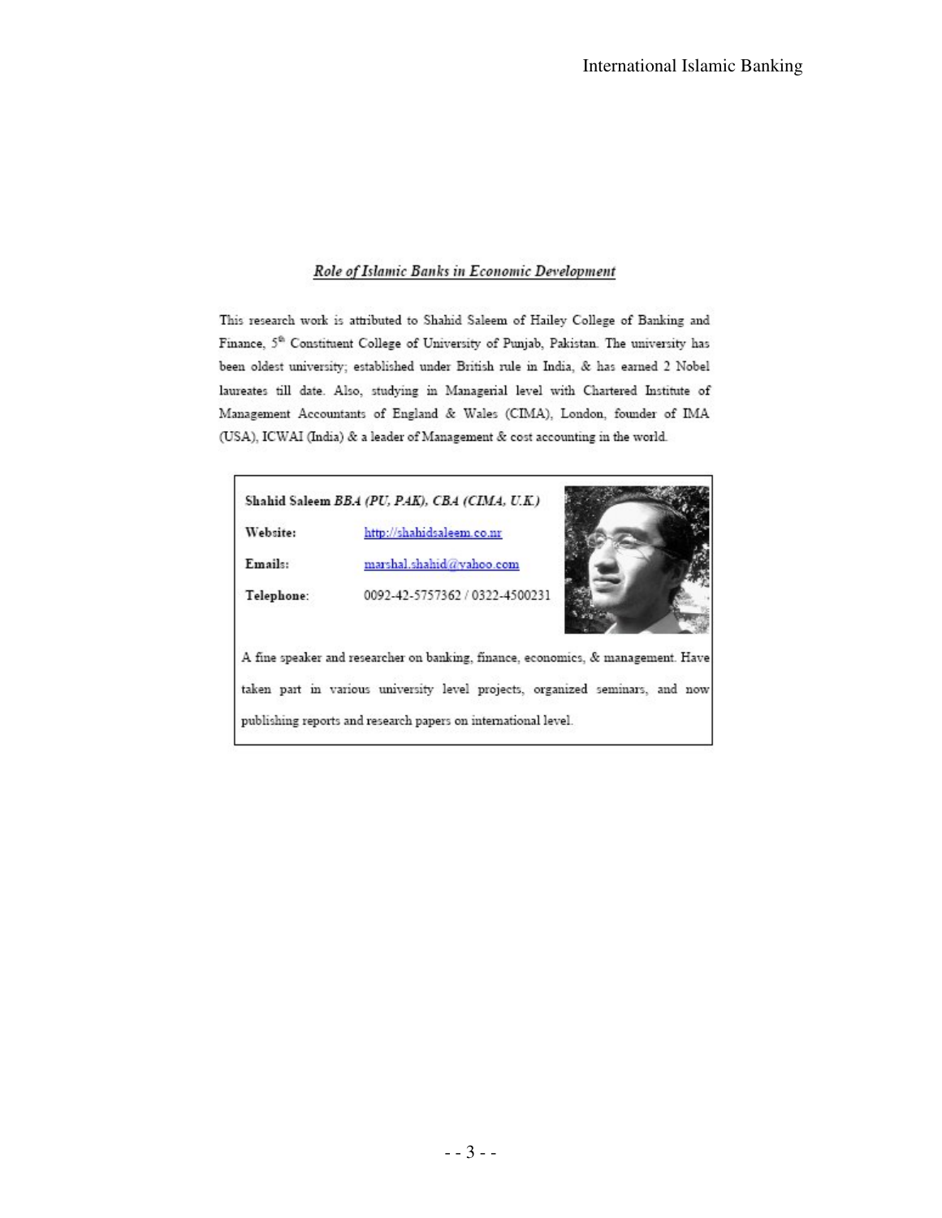## *Role of Islamic Banks in Economic Development*

This research work is attributed to Shahid Saleem of Hailey College of Banking and Finance, 5th Constituent College of University of Punjab, Pakistan. The university has been oldest university; established under British rule in India, & has earned 2 Nobel laureates till date. Also, studying in Managerial level with Chartered Institute of Management Accountants of England & Wales (CIMA), London, founder of IMA (USA), ICWAI (India) & a leader of Management & cost accounting in the world.

**Shahid Saleem** *BBA (PU, PAK), CBA (CIMA, U.K.)*

**Website:** http://shahidsaleem.co.nr

**Emails:** marshal.shahid@yahoo.com

**Telephone:** 0092-42-5757362 / 0322-4500231

A fine speaker and researcher on banking, finance, economics, & management. Have taken part in various university level projects, organized seminars, and now publishing reports and research papers on international level.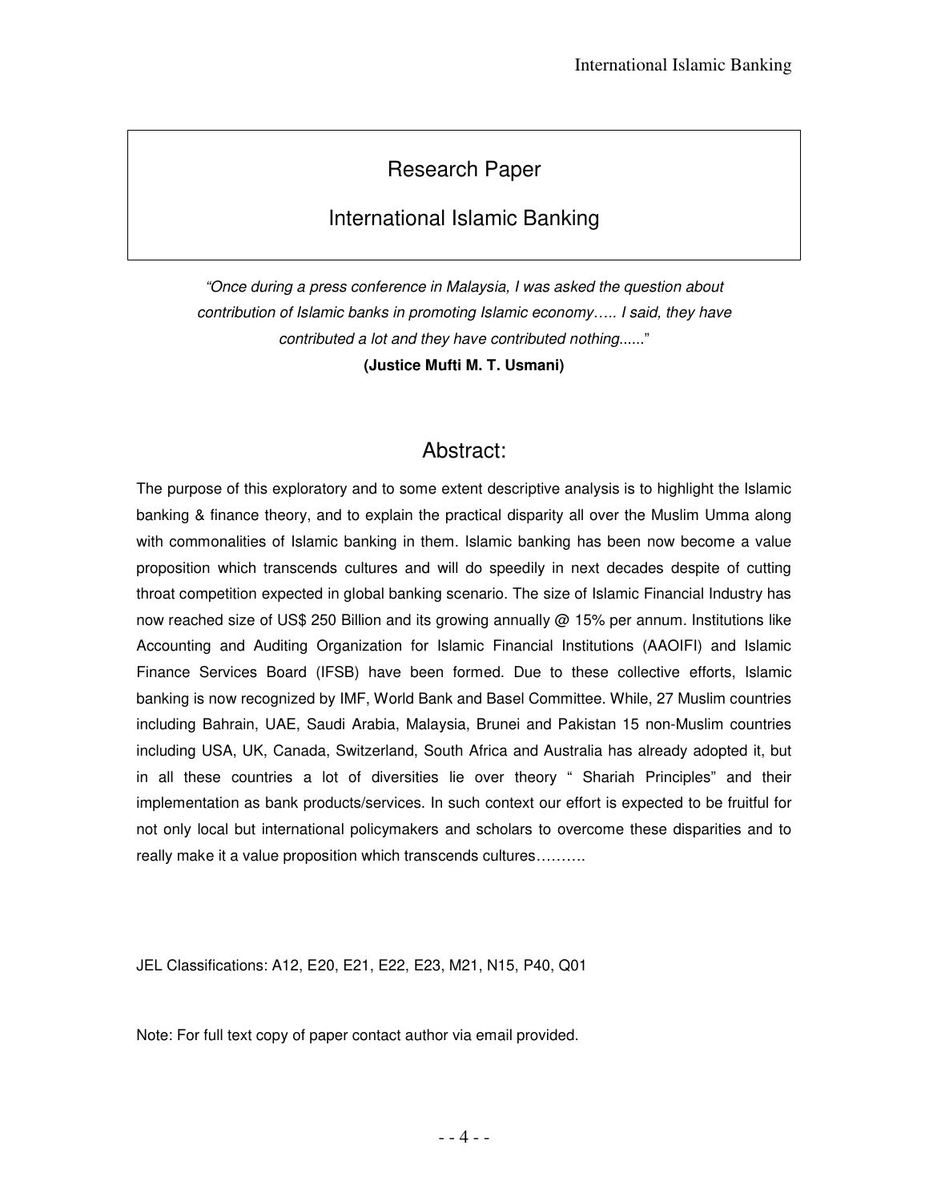# Research Paper

# International Islamic Banking

*"Once during a press conference in Malaysia, I was asked the question about contribution of Islamic banks in promoting Islamic economy….. I said, they have contributed a lot and they have contributed nothing......"*

**(Justice Mufti M. T. Usmani)**

## Abstract:

The purpose of this exploratory and to some extent descriptive analysis is to highlight the Islamic banking & finance theory, and to explain the practical disparity all over the Muslim Umma along with commonalities of Islamic banking in them. Islamic banking has been now become a value proposition which transcends cultures and will do speedily in next decades despite of cutting throat competition expected in global banking scenario. The size of Islamic Financial Industry has now reached size of US$ 250 Billion and its growing annually @ 15% per annum. Institutions like Accounting and Auditing Organization for Islamic Financial Institutions (AAOIFI) and Islamic Finance Services Board (IFSB) have been formed. Due to these collective efforts, Islamic banking is now recognized by IMF, World Bank and Basel Committee. While, 27 Muslim countries including Bahrain, UAE, Saudi Arabia, Malaysia, Brunei and Pakistan 15 non-Muslim countries including USA, UK, Canada, Switzerland, South Africa and Australia has already adopted it, but in all these countries a lot of diversities lie over theory " Shariah Principles" and their implementation as bank products/services. In such context our effort is expected to be fruitful for not only local but international policymakers and scholars to overcome these disparities and to really make it a value proposition which transcends cultures……….

JEL Classifications: A12, E20, E21, E22, E23, M21, N15, P40, Q01

Note: For full text copy of paper contact author via email provided.